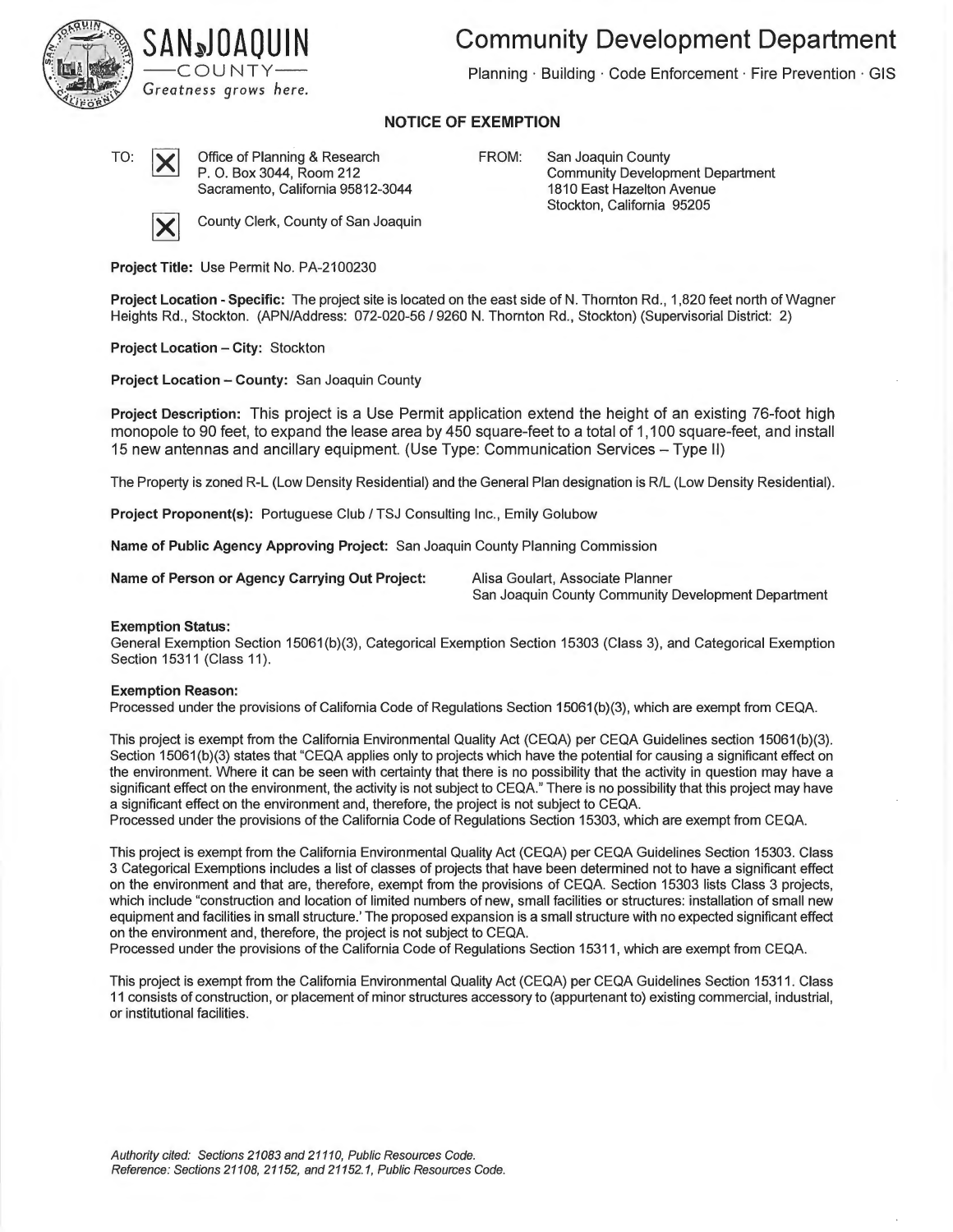SAN JOAQUIN
—COUNTY—
*Greatness grows here.*

# Community Development Department

Planning · Building · Code Enforcement · Fire Prevention · GIS

## NOTICE OF EXEMPTION

TO: [X] Office of Planning & Research
P. O. Box 3044, Room 212
Sacramento, California 95812-3044

[X] County Clerk, County of San Joaquin

FROM: San Joaquin County
Community Development Department
1810 East Hazelton Avenue
Stockton, California 95205

**Project Title:** Use Permit No. PA-2100230

**Project Location - Specific:** The project site is located on the east side of N. Thornton Rd., 1,820 feet north of Wagner Heights Rd., Stockton. (APN/Address: 072-020-56 / 9260 N. Thornton Rd., Stockton) (Supervisorial District: 2)

**Project Location – City:** Stockton

**Project Location – County:** San Joaquin County

**Project Description:** This project is a Use Permit application extend the height of an existing 76-foot high monopole to 90 feet, to expand the lease area by 450 square-feet to a total of 1,100 square-feet, and install 15 new antennas and ancillary equipment. (Use Type: Communication Services – Type II)

The Property is zoned R-L (Low Density Residential) and the General Plan designation is R/L (Low Density Residential).

**Project Proponent(s):** Portuguese Club / TSJ Consulting Inc., Emily Golubow

**Name of Public Agency Approving Project:** San Joaquin County Planning Commission

**Name of Person or Agency Carrying Out Project:** Alisa Goulart, Associate Planner
San Joaquin County Community Development Department

**Exemption Status:**
General Exemption Section 15061(b)(3), Categorical Exemption Section 15303 (Class 3), and Categorical Exemption Section 15311 (Class 11).

**Exemption Reason:**
Processed under the provisions of California Code of Regulations Section 15061(b)(3), which are exempt from CEQA.

This project is exempt from the California Environmental Quality Act (CEQA) per CEQA Guidelines section 15061(b)(3). Section 15061(b)(3) states that "CEQA applies only to projects which have the potential for causing a significant effect on the environment. Where it can be seen with certainty that there is no possibility that the activity in question may have a significant effect on the environment, the activity is not subject to CEQA." There is no possibility that this project may have a significant effect on the environment and, therefore, the project is not subject to CEQA.
Processed under the provisions of the California Code of Regulations Section 15303, which are exempt from CEQA.

This project is exempt from the California Environmental Quality Act (CEQA) per CEQA Guidelines Section 15303. Class 3 Categorical Exemptions includes a list of classes of projects that have been determined not to have a significant effect on the environment and that are, therefore, exempt from the provisions of CEQA. Section 15303 lists Class 3 projects, which include "construction and location of limited numbers of new, small facilities or structures: installation of small new equipment and facilities in small structure.' The proposed expansion is a small structure with no expected significant effect on the environment and, therefore, the project is not subject to CEQA.
Processed under the provisions of the California Code of Regulations Section 15311, which are exempt from CEQA.

This project is exempt from the California Environmental Quality Act (CEQA) per CEQA Guidelines Section 15311. Class 11 consists of construction, or placement of minor structures accessory to (appurtenant to) existing commercial, industrial, or institutional facilities.

*Authority cited: Sections 21083 and 21110, Public Resources Code.*
*Reference: Sections 21108, 21152, and 21152.1, Public Resources Code.*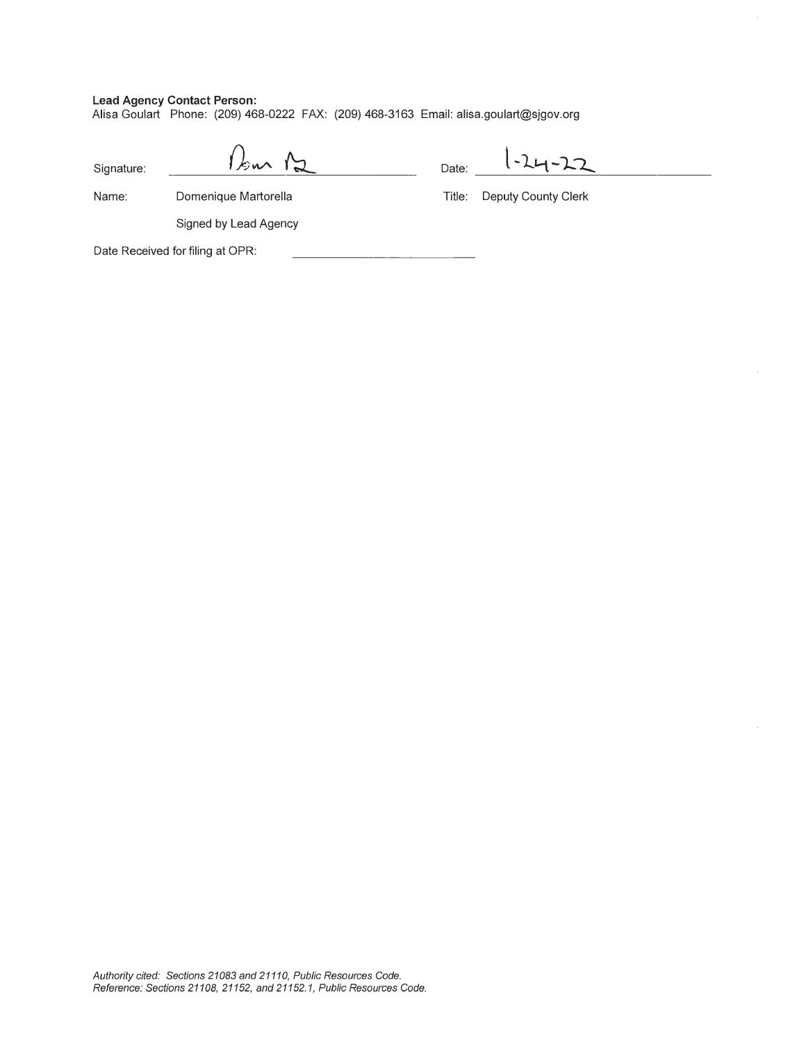**Lead Agency Contact Person:**
Alisa Goulart Phone: (209) 468-0222 FAX: (209) 468-3163 Email: alisa.goulart@sjgov.org

Signature: Dom M    Date: 1-24-22

Name: Domenique Martorella    Title: Deputy County Clerk

Signed by Lead Agency

Date Received for filing at OPR: ____________________

*Authority cited: Sections 21083 and 21110, Public Resources Code.*
*Reference: Sections 21108, 21152, and 21152.1, Public Resources Code.*